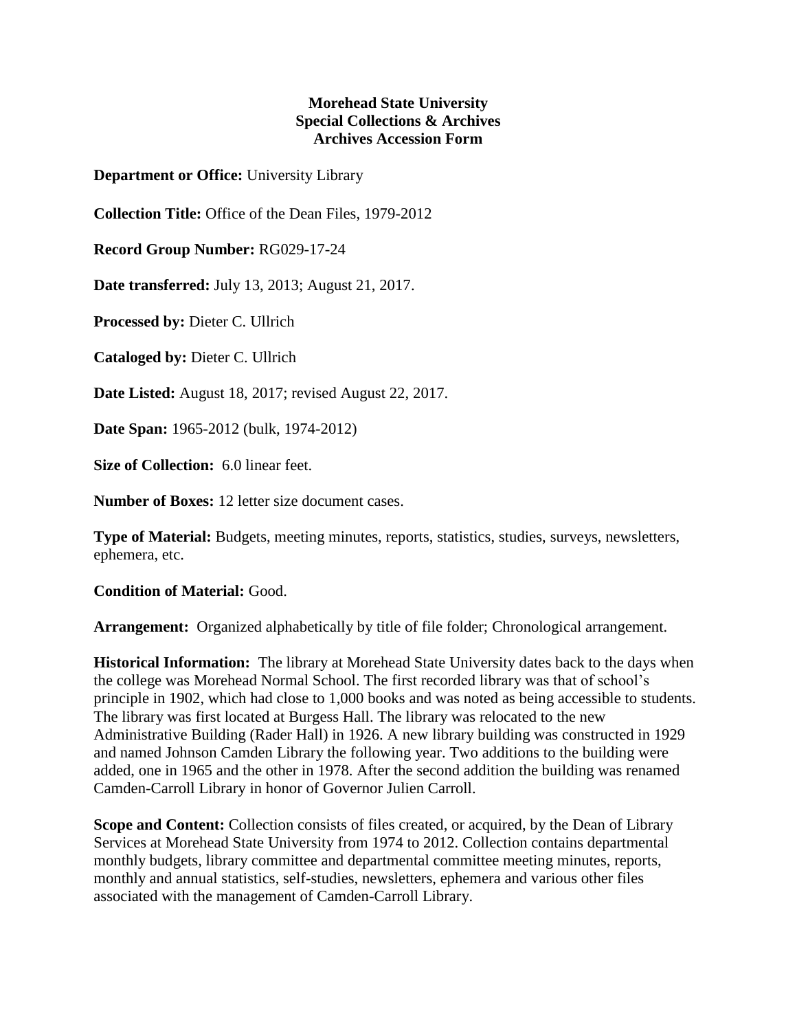**Morehead State University**
**Special Collections & Archives**
**Archives Accession Form**

**Department or Office:** University Library

**Collection Title:** Office of the Dean Files, 1979-2012

**Record Group Number:** RG029-17-24

**Date transferred:** July 13, 2013; August 21, 2017.

**Processed by:** Dieter C. Ullrich

**Cataloged by:** Dieter C. Ullrich

**Date Listed:** August 18, 2017; revised August 22, 2017.

**Date Span:** 1965-2012 (bulk, 1974-2012)

**Size of Collection:** 6.0 linear feet.

**Number of Boxes:** 12 letter size document cases.

**Type of Material:** Budgets, meeting minutes, reports, statistics, studies, surveys, newsletters, ephemera, etc.

**Condition of Material:** Good.

**Arrangement:** Organized alphabetically by title of file folder; Chronological arrangement.

**Historical Information:** The library at Morehead State University dates back to the days when the college was Morehead Normal School. The first recorded library was that of school's principle in 1902, which had close to 1,000 books and was noted as being accessible to students. The library was first located at Burgess Hall. The library was relocated to the new Administrative Building (Rader Hall) in 1926. A new library building was constructed in 1929 and named Johnson Camden Library the following year. Two additions to the building were added, one in 1965 and the other in 1978. After the second addition the building was renamed Camden-Carroll Library in honor of Governor Julien Carroll.

**Scope and Content:** Collection consists of files created, or acquired, by the Dean of Library Services at Morehead State University from 1974 to 2012. Collection contains departmental monthly budgets, library committee and departmental committee meeting minutes, reports, monthly and annual statistics, self-studies, newsletters, ephemera and various other files associated with the management of Camden-Carroll Library.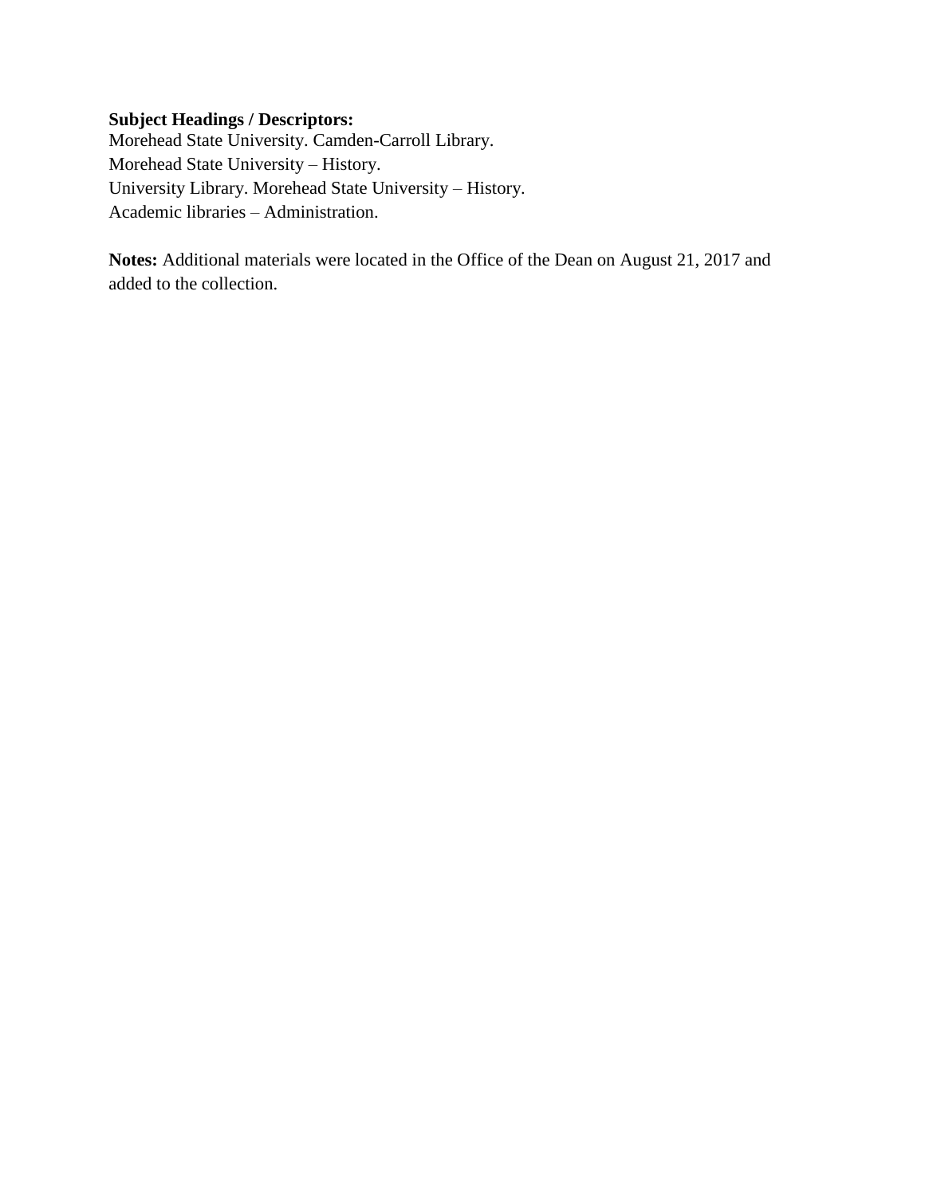**Subject Headings / Descriptors:**
Morehead State University. Camden-Carroll Library.
Morehead State University – History.
University Library. Morehead State University – History.
Academic libraries – Administration.

**Notes:** Additional materials were located in the Office of the Dean on August 21, 2017 and added to the collection.